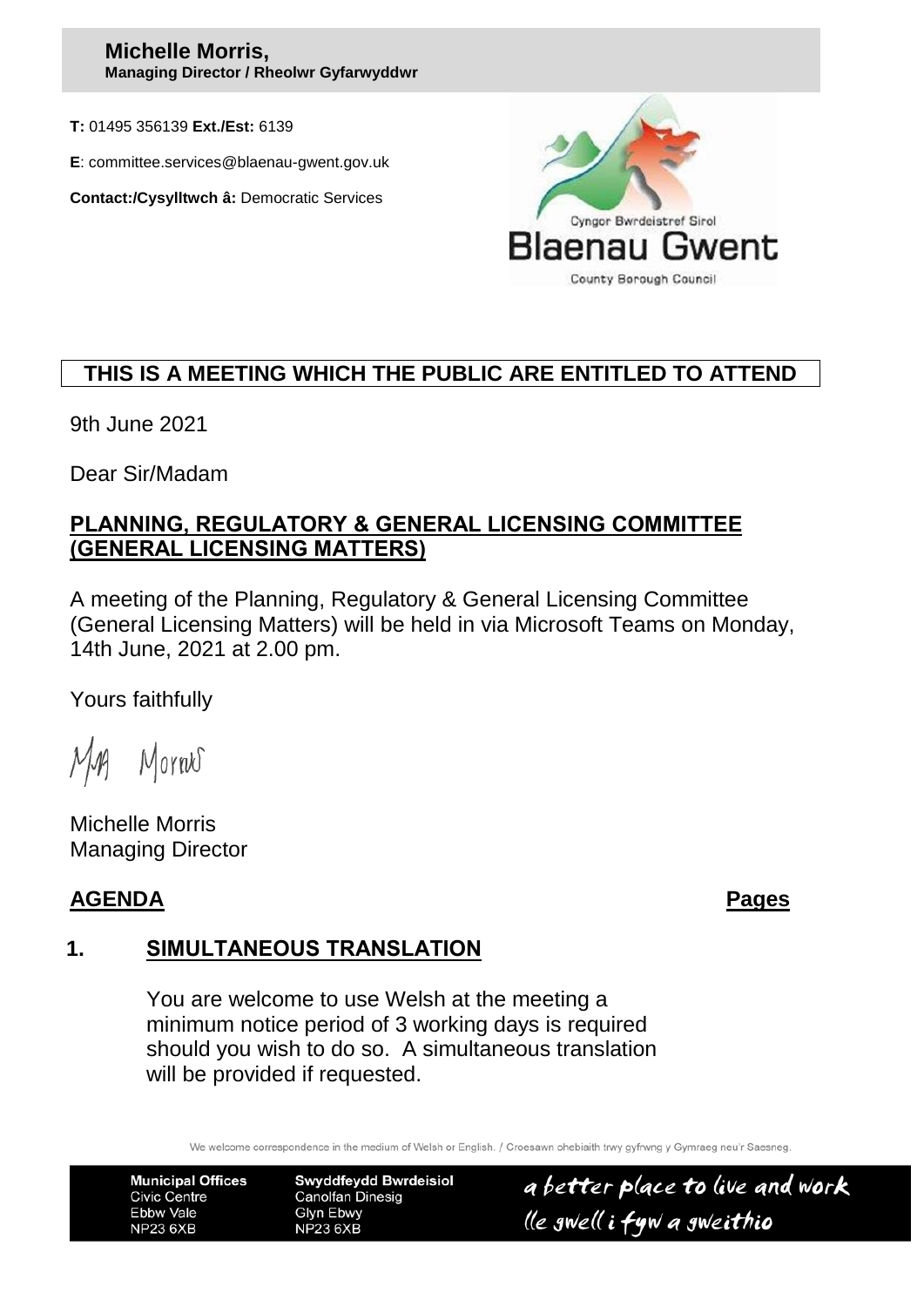**Michelle Morris,**
**Managing Director / Rheolwr Gyfarwyddwr**

**T:** 01495 356139 **Ext./Est:** 6139

**E**: committee.services@blaenau-gwent.gov.uk

**Contact:/Cysylltwch â:** Democratic Services

Cyngor Bwrdeistref Sirol
Blaenau Gwent
County Borough Council

**THIS IS A MEETING WHICH THE PUBLIC ARE ENTITLED TO ATTEND**

9th June 2021

Dear Sir/Madam

## PLANNING, REGULATORY & GENERAL LICENSING COMMITTEE (GENERAL LICENSING MATTERS)

A meeting of the Planning, Regulatory & General Licensing Committee (General Licensing Matters) will be held in via Microsoft Teams on Monday, 14th June, 2021 at 2.00 pm.

Yours faithfully

Michelle Morris
Managing Director

**AGENDA** **Pages**

### 1. SIMULTANEOUS TRANSLATION

You are welcome to use Welsh at the meeting a minimum notice period of 3 working days is required should you wish to do so. A simultaneous translation will be provided if requested.

We welcome correspondence in the medium of Welsh or English. / Croesawn ohebiaith trwy gyfrwng y Gymraeg neu'r Saesneg.

**Municipal Offices**
Civic Centre
Ebbw Vale
NP23 6XB

**Swyddfeydd Bwrdeisiol**
Canolfan Dinesig
Glyn Ebwy
NP23 6XB

a better place to live and work
lle gwell i fyw a gweithio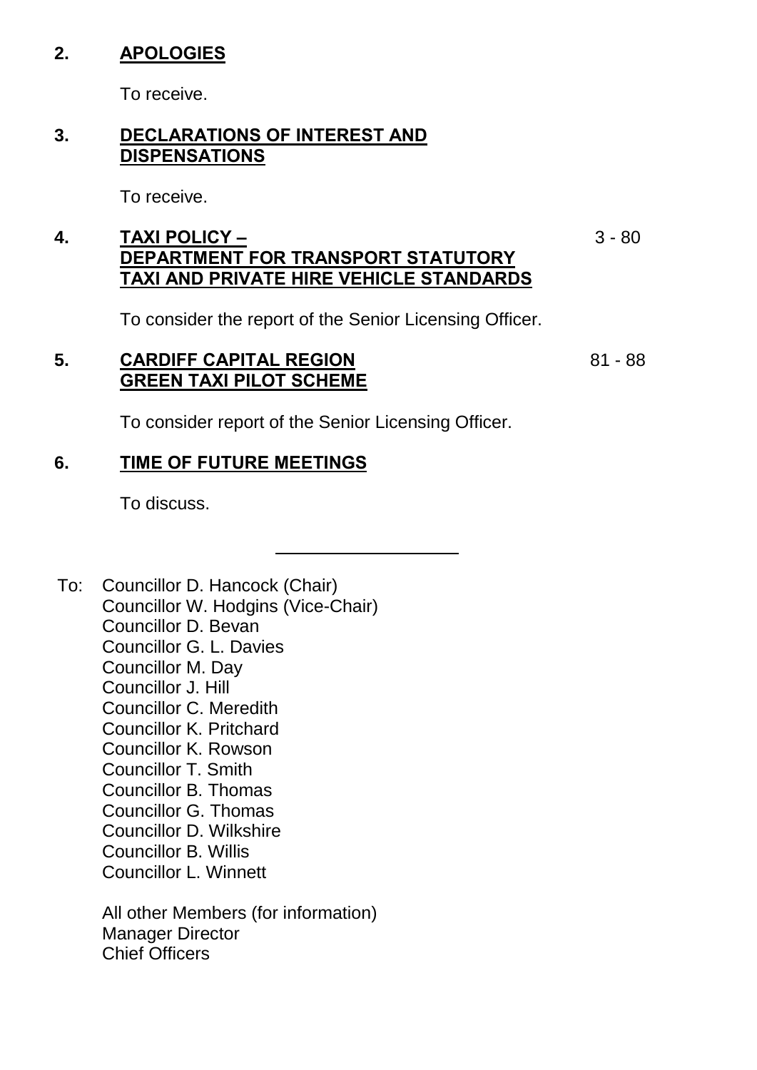**2.** **APOLOGIES**

To receive.

**3.** **DECLARATIONS OF INTEREST AND DISPENSATIONS**

To receive.

**4.** **TAXI POLICY – DEPARTMENT FOR TRANSPORT STATUTORY TAXI AND PRIVATE HIRE VEHICLE STANDARDS** 3 - 80

To consider the report of the Senior Licensing Officer.

**5.** **CARDIFF CAPITAL REGION GREEN TAXI PILOT SCHEME** 81 - 88

To consider report of the Senior Licensing Officer.

**6.** **TIME OF FUTURE MEETINGS**

To discuss.

---

To: Councillor D. Hancock (Chair)
Councillor W. Hodgins (Vice-Chair)
Councillor D. Bevan
Councillor G. L. Davies
Councillor M. Day
Councillor J. Hill
Councillor C. Meredith
Councillor K. Pritchard
Councillor K. Rowson
Councillor T. Smith
Councillor B. Thomas
Councillor G. Thomas
Councillor D. Wilkshire
Councillor B. Willis
Councillor L. Winnett

All other Members (for information)
Manager Director
Chief Officers